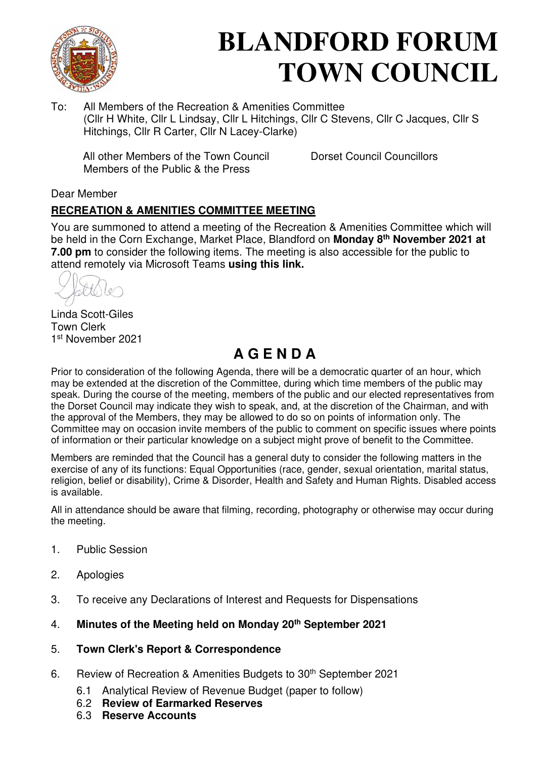# BLANDFORD FORUM TOWN COUNCIL

To: All Members of the Recreation & Amenities Committee
(Cllr H White, Cllr L Lindsay, Cllr L Hitchings, Cllr C Stevens, Cllr C Jacques, Cllr S Hitchings, Cllr R Carter, Cllr N Lacey-Clarke)

All other Members of the Town Council
Members of the Public & the Press

Dorset Council Councillors

Dear Member

**RECREATION & AMENITIES COMMITTEE MEETING**

You are summoned to attend a meeting of the Recreation & Amenities Committee which will be held in the Corn Exchange, Market Place, Blandford on **Monday 8th November 2021 at 7.00 pm** to consider the following items. The meeting is also accessible for the public to attend remotely via Microsoft Teams **using this link.**

Linda Scott-Giles
Town Clerk
1st November 2021

## A G E N D A

Prior to consideration of the following Agenda, there will be a democratic quarter of an hour, which may be extended at the discretion of the Committee, during which time members of the public may speak. During the course of the meeting, members of the public and our elected representatives from the Dorset Council may indicate they wish to speak, and, at the discretion of the Chairman, and with the approval of the Members, they may be allowed to do so on points of information only. The Committee may on occasion invite members of the public to comment on specific issues where points of information or their particular knowledge on a subject might prove of benefit to the Committee.

Members are reminded that the Council has a general duty to consider the following matters in the exercise of any of its functions: Equal Opportunities (race, gender, sexual orientation, marital status, religion, belief or disability), Crime & Disorder, Health and Safety and Human Rights. Disabled access is available.

All in attendance should be aware that filming, recording, photography or otherwise may occur during the meeting.

1. Public Session
2. Apologies
3. To receive any Declarations of Interest and Requests for Dispensations
4. **Minutes of the Meeting held on Monday 20th September 2021**
5. **Town Clerk's Report & Correspondence**
6. Review of Recreation & Amenities Budgets to 30th September 2021
   - 6.1 Analytical Review of Revenue Budget (paper to follow)
   - 6.2 **Review of Earmarked Reserves**
   - 6.3 **Reserve Accounts**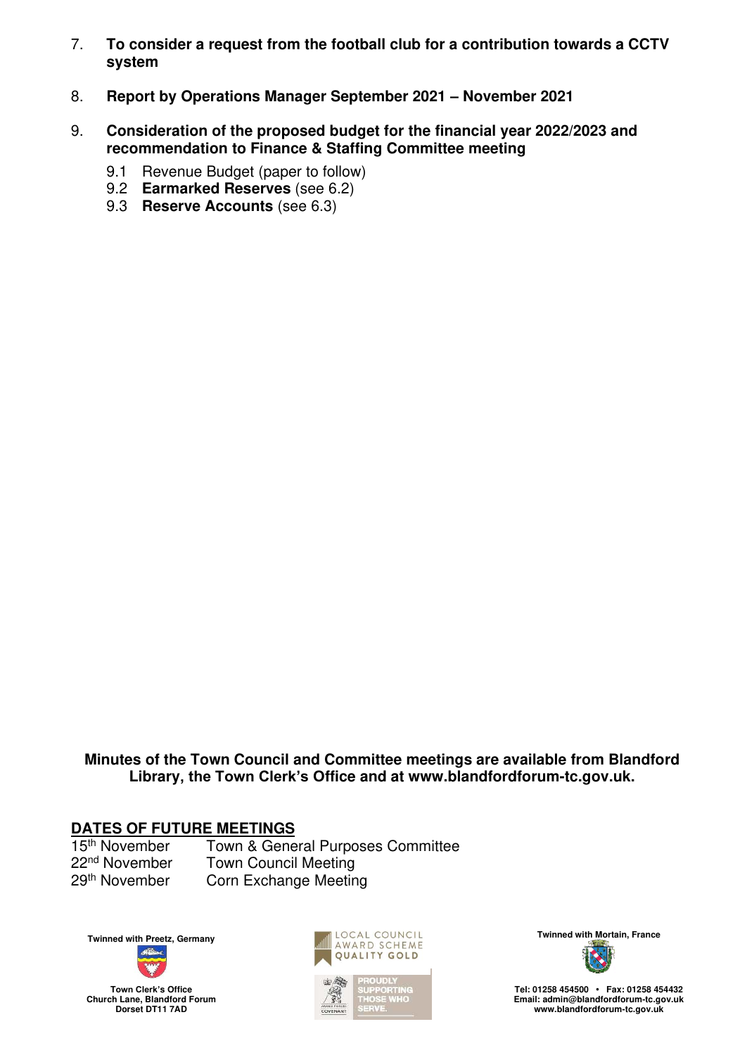7. **To consider a request from the football club for a contribution towards a CCTV system**

8. **Report by Operations Manager September 2021 – November 2021**

9. **Consideration of the proposed budget for the financial year 2022/2023 and recommendation to Finance & Staffing Committee meeting**
   - 9.1 Revenue Budget (paper to follow)
   - 9.2 **Earmarked Reserves** (see 6.2)
   - 9.3 **Reserve Accounts** (see 6.3)

**Minutes of the Town Council and Committee meetings are available from Blandford Library, the Town Clerk's Office and at www.blandfordforum-tc.gov.uk.**

**DATES OF FUTURE MEETINGS**

| | |
|---|---|
| 15th November | Town & General Purposes Committee |
| 22nd November | Town Council Meeting |
| 29th November | Corn Exchange Meeting |

**Twinned with Preetz, Germany**

**Town Clerk's Office**
**Church Lane, Blandford Forum**
**Dorset DT11 7AD**

LOCAL COUNCIL AWARD SCHEME QUALITY GOLD

PROUDLY SUPPORTING THOSE WHO SERVE.

**Twinned with Mortain, France**

**Tel: 01258 454500 • Fax: 01258 454432**
**Email: admin@blandfordforum-tc.gov.uk**
**www.blandfordforum-tc.gov.uk**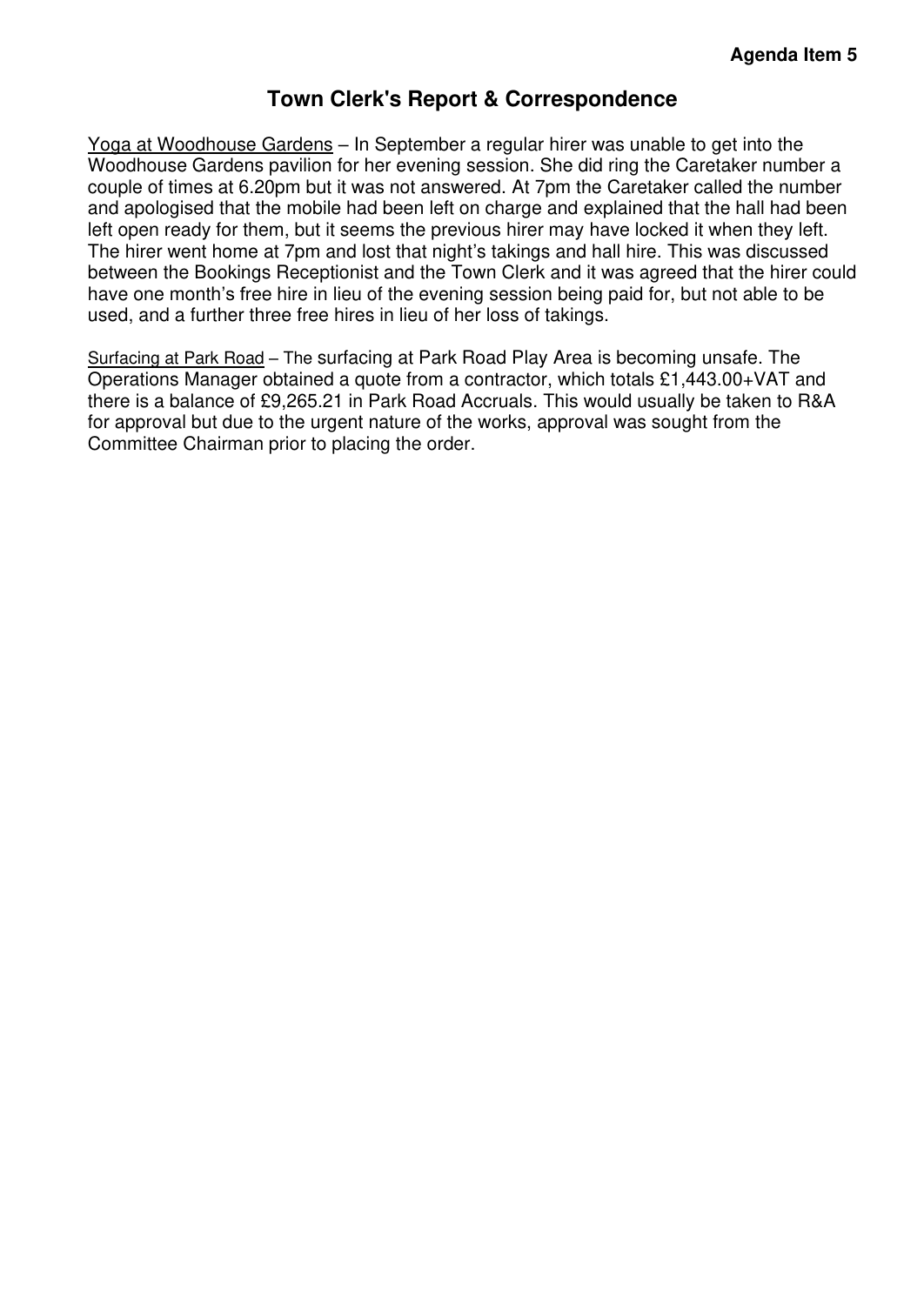**Agenda Item 5**

# Town Clerk's Report & Correspondence

<u>Yoga at Woodhouse Gardens</u> – In September a regular hirer was unable to get into the Woodhouse Gardens pavilion for her evening session. She did ring the Caretaker number a couple of times at 6.20pm but it was not answered. At 7pm the Caretaker called the number and apologised that the mobile had been left on charge and explained that the hall had been left open ready for them, but it seems the previous hirer may have locked it when they left. The hirer went home at 7pm and lost that night's takings and hall hire. This was discussed between the Bookings Receptionist and the Town Clerk and it was agreed that the hirer could have one month's free hire in lieu of the evening session being paid for, but not able to be used, and a further three free hires in lieu of her loss of takings.

<u>Surfacing at Park Road</u> – The surfacing at Park Road Play Area is becoming unsafe. The Operations Manager obtained a quote from a contractor, which totals £1,443.00+VAT and there is a balance of £9,265.21 in Park Road Accruals. This would usually be taken to R&A for approval but due to the urgent nature of the works, approval was sought from the Committee Chairman prior to placing the order.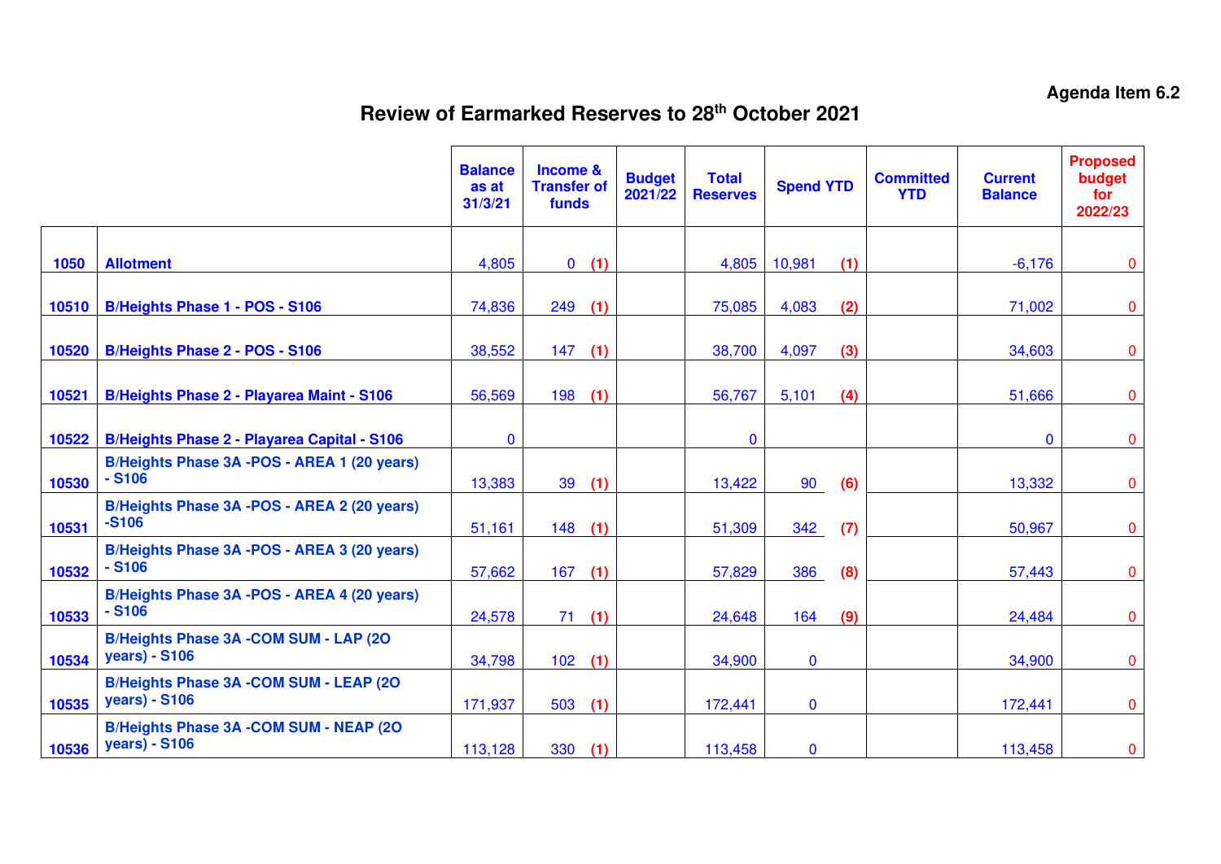Agenda Item 6.2

# Review of Earmarked Reserves to 28th October 2021

| | | Balance as at 31/3/21 | Income & Transfer of funds | | Budget 2021/22 | Total Reserves | Spend YTD | | Committed YTD | Current Balance | Proposed budget for 2022/23 |
|---|---|---|---|---|---|---|---|---|---|---|---|
| 1050 | **Allotment** | 4,805 | 0 | (1) | | 4,805 | 10,981 | (1) | | -6,176 | 0 |
| 10510 | **B/Heights Phase 1 - POS - S106** | 74,836 | 249 | (1) | | 75,085 | 4,083 | (2) | | 71,002 | 0 |
| 10520 | **B/Heights Phase 2 - POS - S106** | 38,552 | 147 | (1) | | 38,700 | 4,097 | (3) | | 34,603 | 0 |
| 10521 | **B/Heights Phase 2 - Playarea Maint - S106** | 56,569 | 198 | (1) | | 56,767 | 5,101 | (4) | | 51,666 | 0 |
| 10522 | **B/Heights Phase 2 - Playarea Capital - S106** | 0 | | | | 0 | | | | 0 | 0 |
| 10530 | **B/Heights Phase 3A -POS - AREA 1 (20 years) - S106** | 13,383 | 39 | (1) | | 13,422 | 90 | (6) | | 13,332 | 0 |
| 10531 | **B/Heights Phase 3A -POS - AREA 2 (20 years) -S106** | 51,161 | 148 | (1) | | 51,309 | 342 | (7) | | 50,967 | 0 |
| 10532 | **B/Heights Phase 3A -POS - AREA 3 (20 years) - S106** | 57,662 | 167 | (1) | | 57,829 | 386 | (8) | | 57,443 | 0 |
| 10533 | **B/Heights Phase 3A -POS - AREA 4 (20 years) - S106** | 24,578 | 71 | (1) | | 24,648 | 164 | (9) | | 24,484 | 0 |
| 10534 | **B/Heights Phase 3A -COM SUM - LAP (2O years) - S106** | 34,798 | 102 | (1) | | 34,900 | 0 | | | 34,900 | 0 |
| 10535 | **B/Heights Phase 3A -COM SUM - LEAP (2O years) - S106** | 171,937 | 503 | (1) | | 172,441 | 0 | | | 172,441 | 0 |
| 10536 | **B/Heights Phase 3A -COM SUM - NEAP (2O years) - S106** | 113,128 | 330 | (1) | | 113,458 | 0 | | | 113,458 | 0 |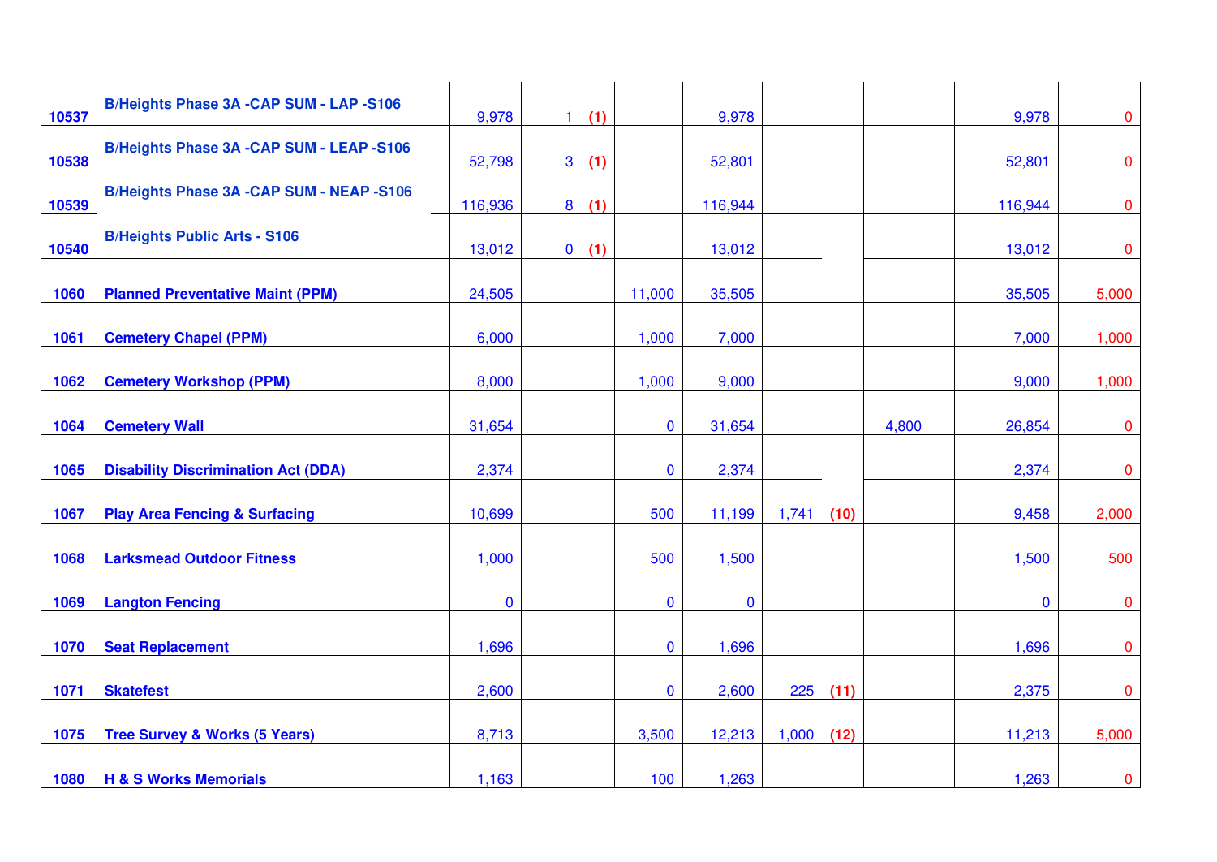| | | | | | | | | | |
|---|---|---|---|---|---|---|---|---|---|
| 10537 | B/Heights Phase 3A -CAP SUM - LAP -S106 | 9,978 | 1 **(1)** | | 9,978 | | | 9,978 | 0 |
| 10538 | B/Heights Phase 3A -CAP SUM - LEAP -S106 | 52,798 | 3 **(1)** | | 52,801 | | | 52,801 | 0 |
| 10539 | B/Heights Phase 3A -CAP SUM - NEAP -S106 | 116,936 | 8 **(1)** | | 116,944 | | | 116,944 | 0 |
| 10540 | B/Heights Public Arts - S106 | 13,012 | 0 **(1)** | | 13,012 | | | 13,012 | 0 |
| 1060 | Planned Preventative Maint (PPM) | 24,505 | | 11,000 | 35,505 | | | 35,505 | 5,000 |
| 1061 | Cemetery Chapel (PPM) | 6,000 | | 1,000 | 7,000 | | | 7,000 | 1,000 |
| 1062 | Cemetery Workshop (PPM) | 8,000 | | 1,000 | 9,000 | | | 9,000 | 1,000 |
| 1064 | Cemetery Wall | 31,654 | | 0 | 31,654 | | 4,800 | 26,854 | 0 |
| 1065 | Disability Discrimination Act (DDA) | 2,374 | | 0 | 2,374 | | | 2,374 | 0 |
| 1067 | Play Area Fencing & Surfacing | 10,699 | | 500 | 11,199 | 1,741 **(10)** | | 9,458 | 2,000 |
| 1068 | Larksmead Outdoor Fitness | 1,000 | | 500 | 1,500 | | | 1,500 | 500 |
| 1069 | Langton Fencing | 0 | | 0 | 0 | | | 0 | 0 |
| 1070 | Seat Replacement | 1,696 | | 0 | 1,696 | | | 1,696 | 0 |
| 1071 | Skatefest | 2,600 | | 0 | 2,600 | 225 **(11)** | | 2,375 | 0 |
| 1075 | Tree Survey & Works (5 Years) | 8,713 | | 3,500 | 12,213 | 1,000 **(12)** | | 11,213 | 5,000 |
| 1080 | H & S Works Memorials | 1,163 | | 100 | 1,263 | | | 1,263 | 0 |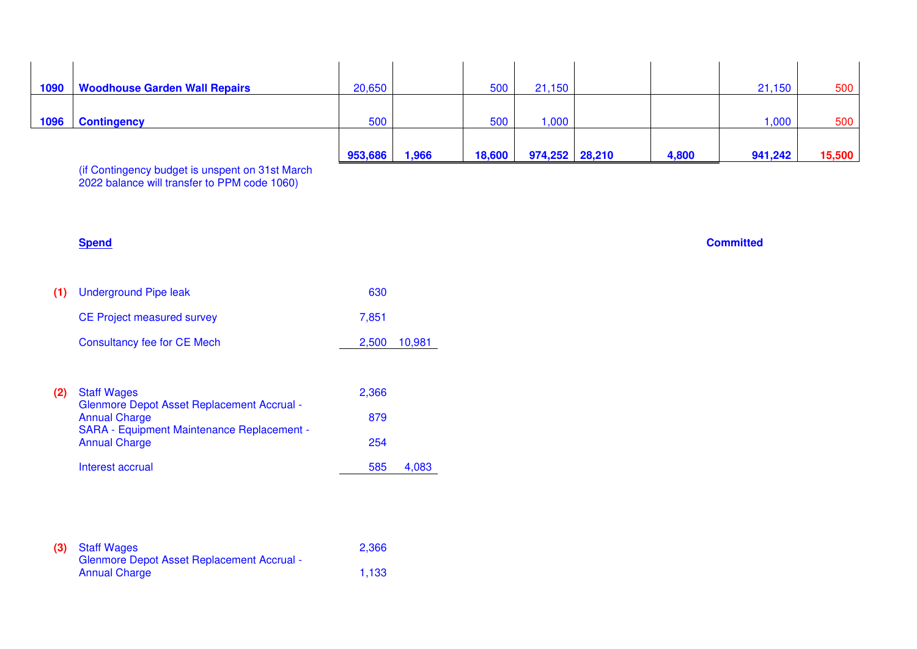| | | | | | | | | | |
|---|---|---|---|---|---|---|---|---|---|
| 1090 | **Woodhouse Garden Wall Repairs** | 20,650 | | 500 | 21,150 | | | 21,150 | 500 |
| 1096 | **Contingency** | 500 | | 500 | 1,000 | | | 1,000 | 500 |
| | | **953,686** | **1,966** | **18,600** | **974,252** | **28,210** | **4,800** | **941,242** | **15,500** |

(if Contingency budget is unspent on 31st March 2022 balance will transfer to PPM code 1060)

**Spend** **Committed**

| | | | |
|---|---|---|---|
| **(1)** | Underground Pipe leak | 630 | |
| | CE Project measured survey | 7,851 | |
| | Consultancy fee for CE Mech | 2,500 | 10,981 |
| **(2)** | Staff Wages | 2,366 | |
| | Glenmore Depot Asset Replacement Accrual - Annual Charge | 879 | |
| | SARA - Equipment Maintenance Replacement - Annual Charge | 254 | |
| | Interest accrual | 585 | 4,083 |
| **(3)** | Staff Wages | 2,366 | |
| | Glenmore Depot Asset Replacement Accrual - Annual Charge | 1,133 | |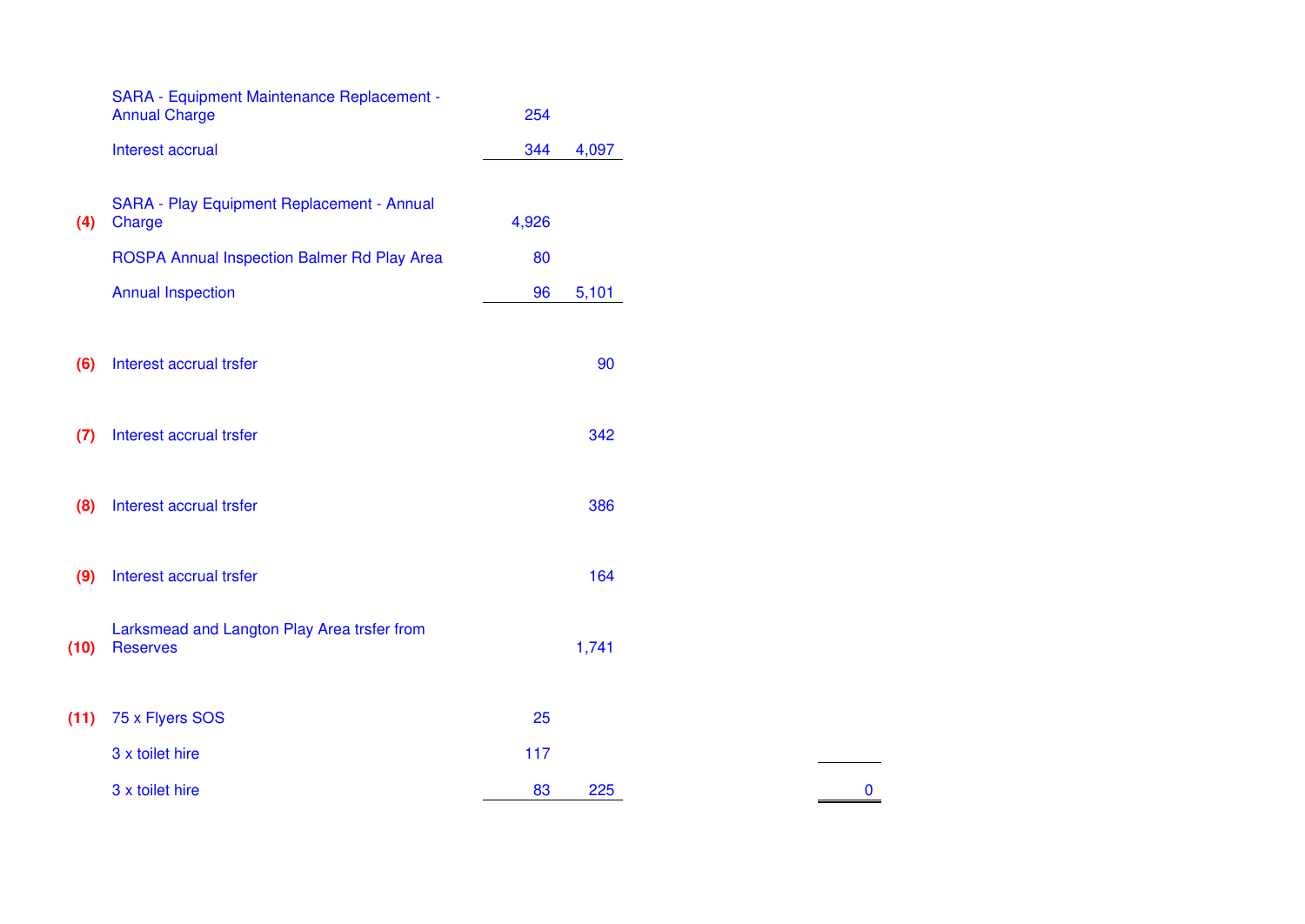| | | | | |
|---|---|---|---|---|
| | SARA - Equipment Maintenance Replacement - Annual Charge | 254 | | |
| | Interest accrual | 344 | 4,097 | |
| (4) | SARA - Play Equipment Replacement - Annual Charge | 4,926 | | |
| | ROSPA Annual Inspection Balmer Rd Play Area | 80 | | |
| | Annual Inspection | 96 | 5,101 | |
| (6) | Interest accrual trsfer | | 90 | |
| (7) | Interest accrual trsfer | | 342 | |
| (8) | Interest accrual trsfer | | 386 | |
| (9) | Interest accrual trsfer | | 164 | |
| (10) | Larksmead and Langton Play Area trsfer from Reserves | | 1,741 | |
| (11) | 75 x Flyers SOS | 25 | | |
| | 3 x toilet hire | 117 | | |
| | 3 x toilet hire | 83 | 225 | 0 |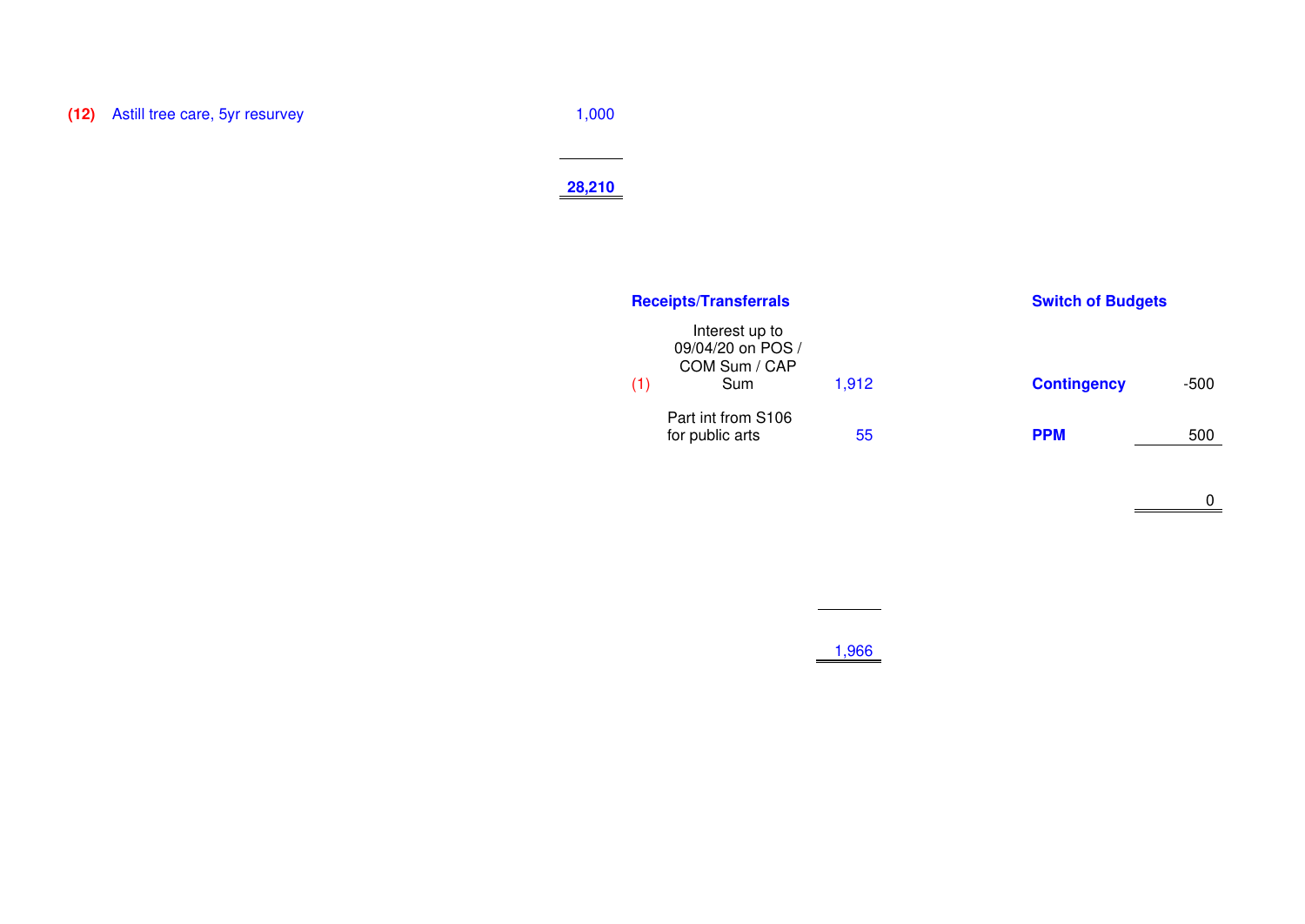| | | |
|---|---|---|
| **(12)** | Astill tree care, 5yr resurvey | 1,000 |
| | | **28,210** |

**Receipts/Transferrals**

| | | |
|---|---|---|
| (1) | Interest up to 09/04/20 on POS / COM Sum / CAP Sum | 1,912 |
| | Part int from S106 for public arts | 55 |
| | | 1,966 |

**Switch of Budgets**

| | |
|---|---|
| **Contingency** | -500 |
| **PPM** | 500 |
| | 0 |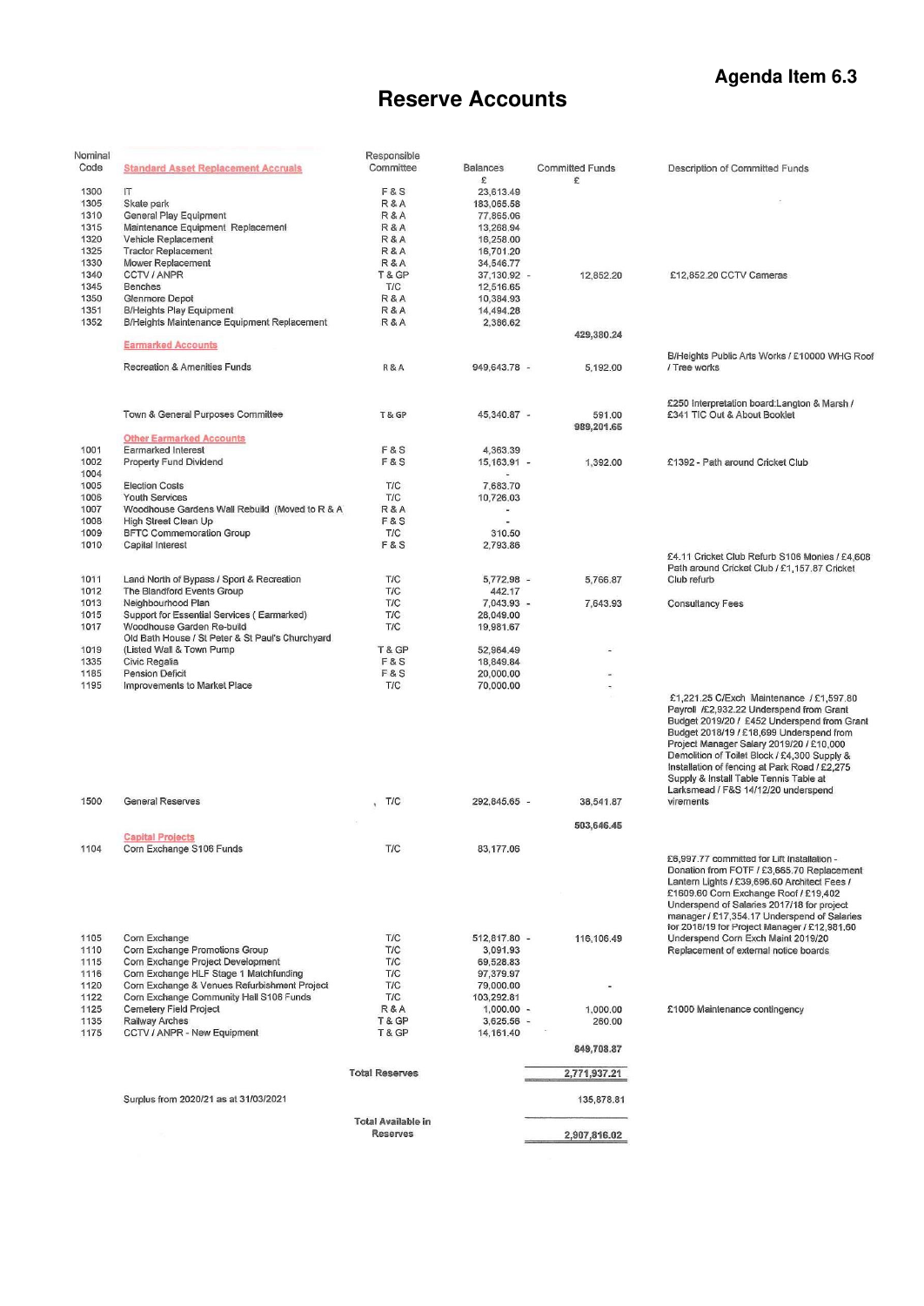Agenda Item 6.3

# Reserve Accounts

| Nominal Code | Standard Asset Replacement Accruals | Responsible Committee | Balances £ | | Committed Funds £ | Description of Committed Funds |
|---|---|---|---|---|---|---|
| 1300 | IT | F & S | 23,613.49 | | | |
| 1305 | Skate park | R & A | 183,065.58 | | | |
| 1310 | General Play Equipment | R & A | 77,865.06 | | | |
| 1315 | Maintenance Equipment Replacement | R & A | 13,268.94 | | | |
| 1320 | Vehicle Replacement | R & A | 16,258.00 | | | |
| 1325 | Tractor Replacement | R & A | 16,701.20 | | | |
| 1330 | Mower Replacement | R & A | 34,546.77 | | | |
| 1340 | CCTV / ANPR | T & GP | 37,130.92 | - | 12,852.20 | £12,852.20 CCTV Cameras |
| 1345 | Benches | T/C | 12,516.65 | | | |
| 1350 | Glenmore Depot | R & A | 10,384.93 | | | |
| 1351 | B/Heights Play Equipment | R & A | 14,494.28 | | | |
| 1352 | B/Heights Maintenance Equipment Replacement | R & A | 2,386.62 | | | |
| | | | | | 429,380.24 | |
| | **Earmarked Accounts** | | | | | |
| | Recreation & Amenities Funds | R & A | 949,643.78 | - | 5,192.00 | B/Heights Public Arts Works / £10000 WHG Roof / Tree works |
| | Town & General Purposes Committee | T & GP | 45,340.87 | - | 591.00 | £250 Interpretation board:Langton & Marsh / £341 TIC Out & About Booklet |
| | | | | | 989,201.65 | |
| | **Other Earmarked Accounts** | | | | | |
| 1001 | Earmarked Interest | F & S | 4,363.39 | | | |
| 1002 | Property Fund Dividend | F & S | 15,163.91 | - | 1,392.00 | £1392 - Path around Cricket Club |
| 1004 | | | - | | | |
| 1005 | Election Costs | T/C | 7,683.70 | | | |
| 1006 | Youth Services | T/C | 10,726.03 | | | |
| 1007 | Woodhouse Gardens Wall Rebuild (Moved to R & A | R & A | - | | | |
| 1008 | High Street Clean Up | F & S | - | | | |
| 1009 | BFTC Commemoration Group | T/C | 310.50 | | | |
| 1010 | Capital Interest | F & S | 2,793.86 | | | |
| 1011 | Land North of Bypass / Sport & Recreation | T/C | 5,772.98 | - | 5,766.87 | £4.11 Cricket Club Refurb S106 Monies / £4,608 Path around Cricket Club / £1,157.87 Cricket Club refurb |
| 1012 | The Blandford Events Group | T/C | 442.17 | | | |
| 1013 | Neighbourhood Plan | T/C | 7,043.93 | - | 7,643.93 | Consultancy Fees |
| 1015 | Support for Essential Services ( Earmarked) | T/C | 28,049.00 | | | |
| 1017 | Woodhouse Garden Re-build | T/C | 19,981.67 | | | |
| 1019 | Old Bath House / St Peter & St Paul's Churchyard (Listed Wall & Town Pump | T & GP | 52,964.49 | | - | |
| 1335 | Civic Regalia | F & S | 18,849.84 | | | |
| 1185 | Pension Deficit | F & S | 20,000.00 | | - | |
| 1195 | Improvements to Market Place | T/C | 70,000.00 | | - | |
| 1500 | General Reserves | T/C | 292,845.65 | - | 38,541.87 | £1,221.25 C/Exch Maintenance / £1,597.80 Payroll /£2,932.22 Underspend from Grant Budget 2019/20 / £452 Underspend from Grant Budget 2018/19 / £18,699 Underspend from Project Manager Salary 2019/20 / £10,000 Demolition of Toilet Block / £4,300 Supply & Installation of fencing at Park Road / £2,275 Supply & Install Table Tennis Table at Larksmead / F&S 14/12/20 underspend virements |
| | | | | | 503,646.45 | |
| | **Capital Projects** | | | | | |
| 1104 | Corn Exchange S106 Funds | T/C | 83,177.06 | | | |
| 1105 | Corn Exchange | T/C | 512,817.80 | - | 116,106.49 | £6,997.77 committed for Lift Installation - Donation from FOTF / £3,665.70 Replacement Lantern Lights / £39,696.60 Architect Fees / £1609.60 Corn Exchange Roof / £19,402 Underspend of Salaries 2017/18 for project manager / £17,354.17 Underspend of Salaries for 2018/19 for Project Manager / £12,981.60 Underspend Corn Exch Maint 2019/20 Replacement of external notice boards |
| 1110 | Corn Exchange Promotions Group | T/C | 3,091.93 | | | |
| 1115 | Corn Exchange Project Development | T/C | 69,528.83 | | | |
| 1116 | Corn Exchange HLF Stage 1 Matchfunding | T/C | 97,379.97 | | | |
| 1120 | Corn Exchange & Venues Refurbishment Project | T/C | 79,000.00 | | - | |
| 1122 | Corn Exchange Community Hall S106 Funds | T/C | 103,292.81 | | | |
| 1125 | Cemetery Field Project | R & A | 1,000.00 | - | 1,000.00 | £1000 Maintenance contingency |
| 1135 | Railway Arches | T & GP | 3,625.56 | - | 260.00 | |
| 1175 | CCTV / ANPR - New Equipment | T & GP | 14,161.40 | | | |
| | | | | | 849,708.87 | |
| | | **Total Reserves** | | | 2,771,937.21 | |
| | Surplus from 2020/21 as at 31/03/2021 | | | | 135,878.81 | |
| | | **Total Available in Reserves** | | | 2,907,816.02 | |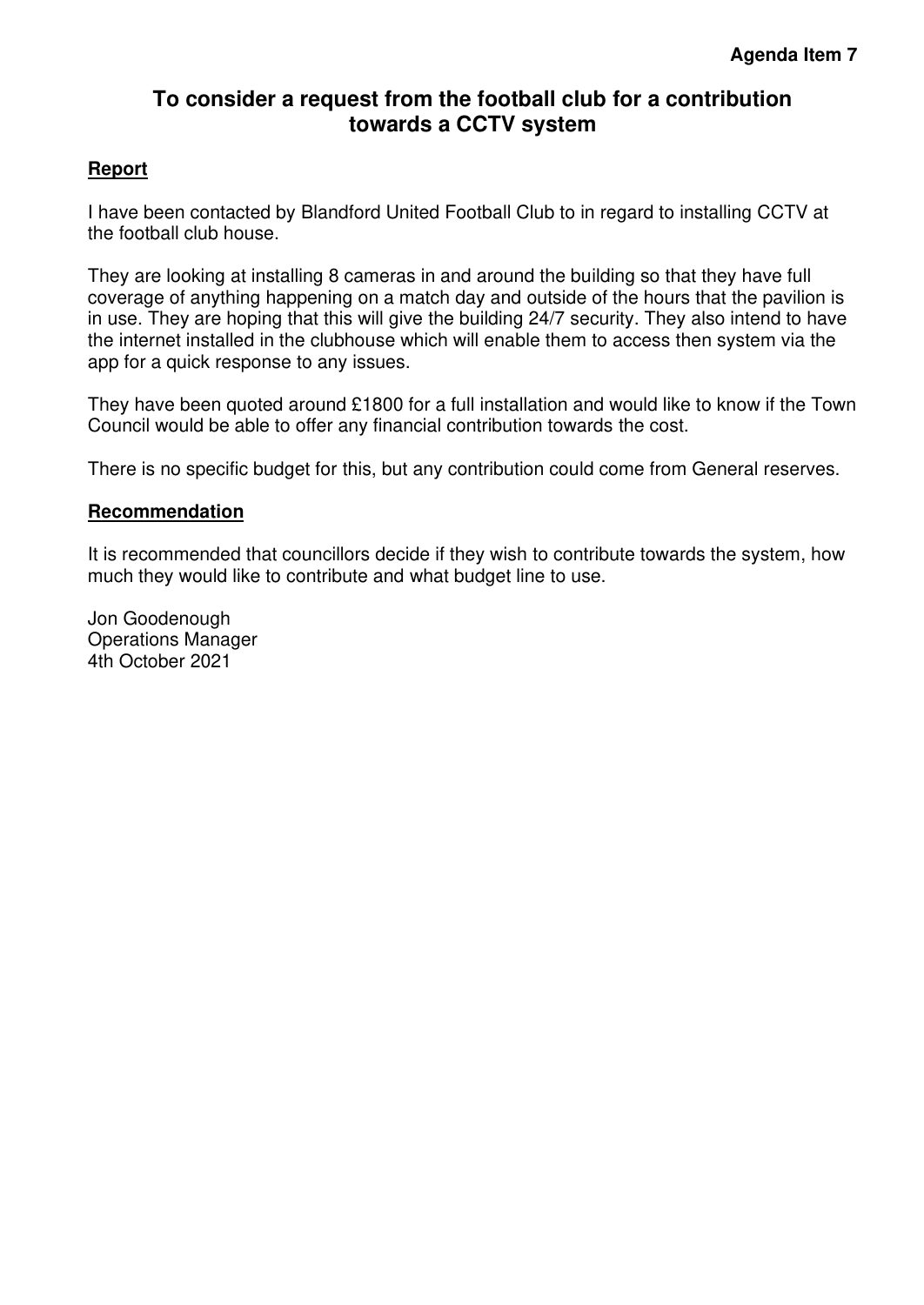**Agenda Item 7**

# To consider a request from the football club for a contribution towards a CCTV system

## Report

I have been contacted by Blandford United Football Club to in regard to installing CCTV at the football club house.

They are looking at installing 8 cameras in and around the building so that they have full coverage of anything happening on a match day and outside of the hours that the pavilion is in use. They are hoping that this will give the building 24/7 security. They also intend to have the internet installed in the clubhouse which will enable them to access then system via the app for a quick response to any issues.

They have been quoted around £1800 for a full installation and would like to know if the Town Council would be able to offer any financial contribution towards the cost.

There is no specific budget for this, but any contribution could come from General reserves.

## Recommendation

It is recommended that councillors decide if they wish to contribute towards the system, how much they would like to contribute and what budget line to use.

Jon Goodenough
Operations Manager
4th October 2021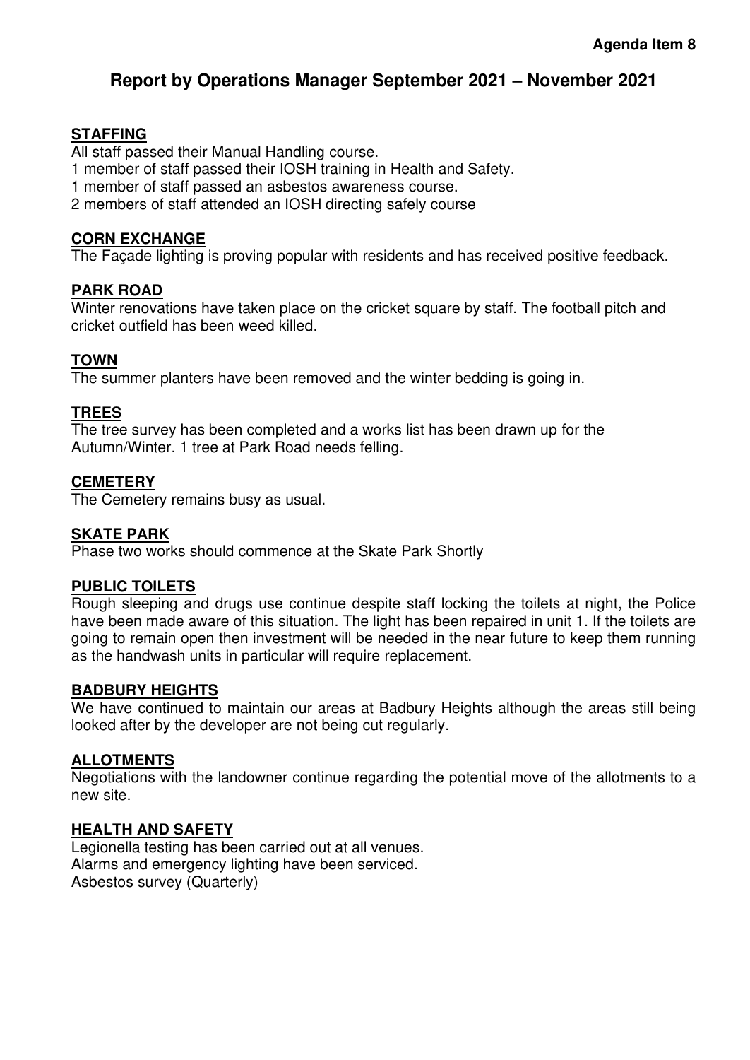**Agenda Item 8**

# Report by Operations Manager September 2021 – November 2021

## STAFFING

All staff passed their Manual Handling course.
1 member of staff passed their IOSH training in Health and Safety.
1 member of staff passed an asbestos awareness course.
2 members of staff attended an IOSH directing safely course

## CORN EXCHANGE

The Façade lighting is proving popular with residents and has received positive feedback.

## PARK ROAD

Winter renovations have taken place on the cricket square by staff. The football pitch and cricket outfield has been weed killed.

## TOWN

The summer planters have been removed and the winter bedding is going in.

## TREES

The tree survey has been completed and a works list has been drawn up for the Autumn/Winter. 1 tree at Park Road needs felling.

## CEMETERY

The Cemetery remains busy as usual.

## SKATE PARK

Phase two works should commence at the Skate Park Shortly

## PUBLIC TOILETS

Rough sleeping and drugs use continue despite staff locking the toilets at night, the Police have been made aware of this situation. The light has been repaired in unit 1. If the toilets are going to remain open then investment will be needed in the near future to keep them running as the handwash units in particular will require replacement.

## BADBURY HEIGHTS

We have continued to maintain our areas at Badbury Heights although the areas still being looked after by the developer are not being cut regularly.

## ALLOTMENTS

Negotiations with the landowner continue regarding the potential move of the allotments to a new site.

## HEALTH AND SAFETY

Legionella testing has been carried out at all venues.
Alarms and emergency lighting have been serviced.
Asbestos survey (Quarterly)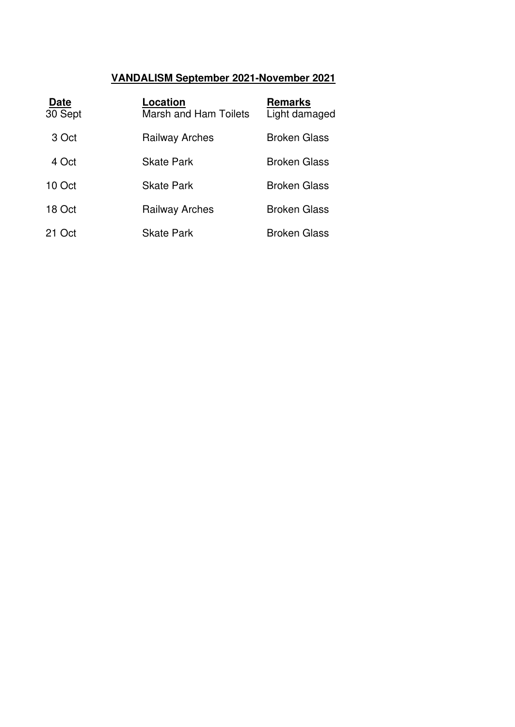**VANDALISM September 2021-November 2021**

| Date | Location | Remarks |
| --- | --- | --- |
| 30 Sept | Marsh and Ham Toilets | Light damaged |
| 3 Oct | Railway Arches | Broken Glass |
| 4 Oct | Skate Park | Broken Glass |
| 10 Oct | Skate Park | Broken Glass |
| 18 Oct | Railway Arches | Broken Glass |
| 21 Oct | Skate Park | Broken Glass |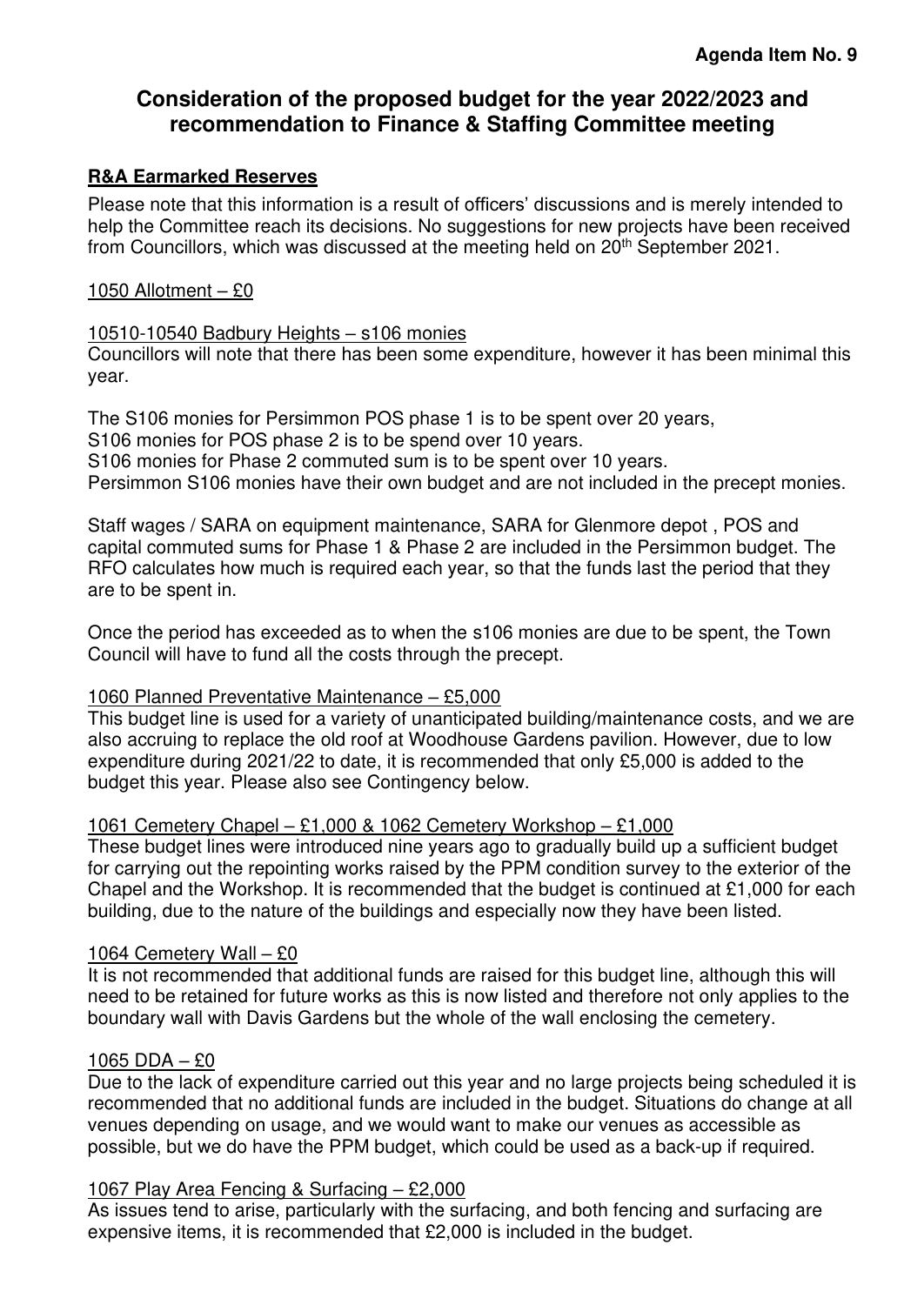**Agenda Item No. 9**

# Consideration of the proposed budget for the year 2022/2023 and recommendation to Finance & Staffing Committee meeting

## R&A Earmarked Reserves

Please note that this information is a result of officers' discussions and is merely intended to help the Committee reach its decisions. No suggestions for new projects have been received from Councillors, which was discussed at the meeting held on 20th September 2021.

1050 Allotment – £0

10510-10540 Badbury Heights – s106 monies

Councillors will note that there has been some expenditure, however it has been minimal this year.

The S106 monies for Persimmon POS phase 1 is to be spent over 20 years,
S106 monies for POS phase 2 is to be spend over 10 years.
S106 monies for Phase 2 commuted sum is to be spent over 10 years.
Persimmon S106 monies have their own budget and are not included in the precept monies.

Staff wages / SARA on equipment maintenance, SARA for Glenmore depot , POS and capital commuted sums for Phase 1 & Phase 2 are included in the Persimmon budget. The RFO calculates how much is required each year, so that the funds last the period that they are to be spent in.

Once the period has exceeded as to when the s106 monies are due to be spent, the Town Council will have to fund all the costs through the precept.

1060 Planned Preventative Maintenance – £5,000

This budget line is used for a variety of unanticipated building/maintenance costs, and we are also accruing to replace the old roof at Woodhouse Gardens pavilion. However, due to low expenditure during 2021/22 to date, it is recommended that only £5,000 is added to the budget this year. Please also see Contingency below.

1061 Cemetery Chapel – £1,000 & 1062 Cemetery Workshop – £1,000

These budget lines were introduced nine years ago to gradually build up a sufficient budget for carrying out the repointing works raised by the PPM condition survey to the exterior of the Chapel and the Workshop. It is recommended that the budget is continued at £1,000 for each building, due to the nature of the buildings and especially now they have been listed.

1064 Cemetery Wall – £0

It is not recommended that additional funds are raised for this budget line, although this will need to be retained for future works as this is now listed and therefore not only applies to the boundary wall with Davis Gardens but the whole of the wall enclosing the cemetery.

1065 DDA – £0

Due to the lack of expenditure carried out this year and no large projects being scheduled it is recommended that no additional funds are included in the budget. Situations do change at all venues depending on usage, and we would want to make our venues as accessible as possible, but we do have the PPM budget, which could be used as a back-up if required.

1067 Play Area Fencing & Surfacing – £2,000

As issues tend to arise, particularly with the surfacing, and both fencing and surfacing are expensive items, it is recommended that £2,000 is included in the budget.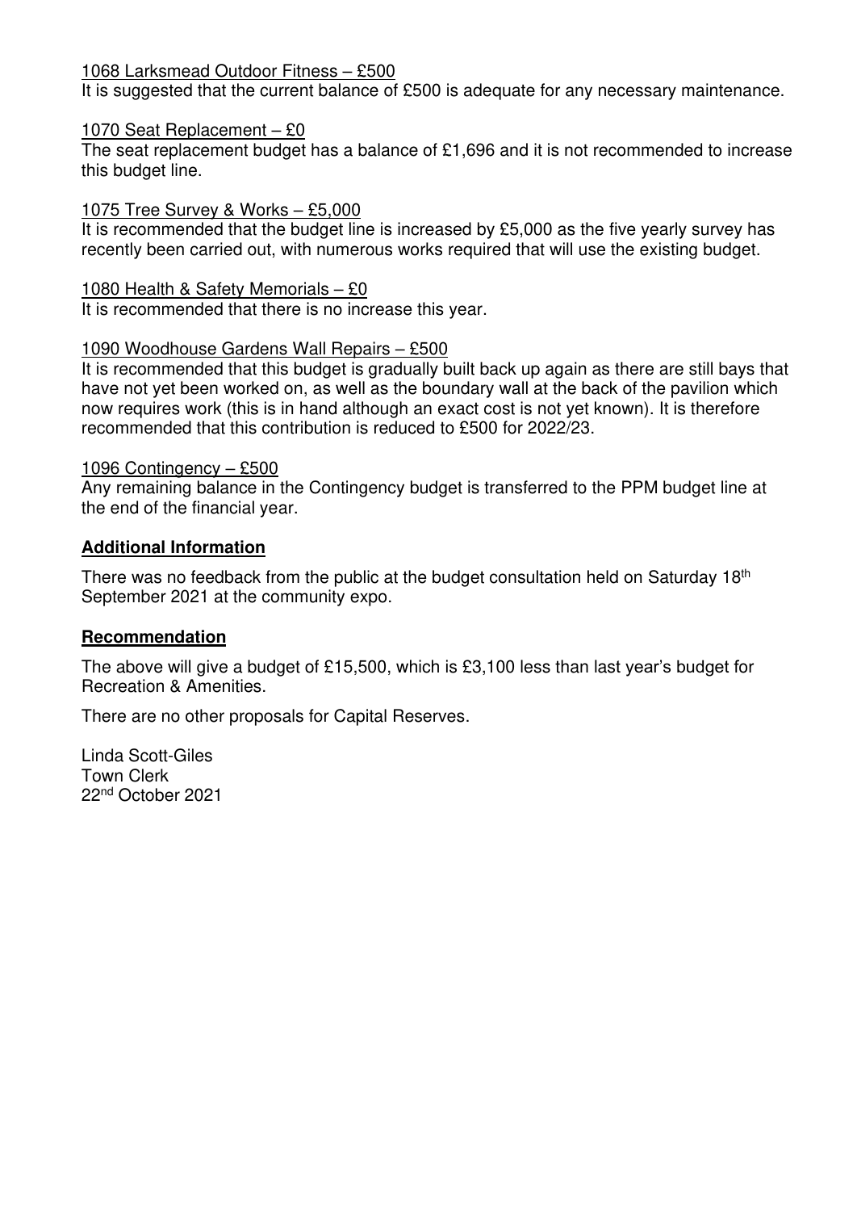1068 Larksmead Outdoor Fitness – £500

It is suggested that the current balance of £500 is adequate for any necessary maintenance.

1070 Seat Replacement – £0

The seat replacement budget has a balance of £1,696 and it is not recommended to increase this budget line.

1075 Tree Survey & Works – £5,000

It is recommended that the budget line is increased by £5,000 as the five yearly survey has recently been carried out, with numerous works required that will use the existing budget.

1080 Health & Safety Memorials – £0

It is recommended that there is no increase this year.

1090 Woodhouse Gardens Wall Repairs – £500

It is recommended that this budget is gradually built back up again as there are still bays that have not yet been worked on, as well as the boundary wall at the back of the pavilion which now requires work (this is in hand although an exact cost is not yet known). It is therefore recommended that this contribution is reduced to £500 for 2022/23.

1096 Contingency – £500

Any remaining balance in the Contingency budget is transferred to the PPM budget line at the end of the financial year.

**Additional Information**

There was no feedback from the public at the budget consultation held on Saturday 18th September 2021 at the community expo.

**Recommendation**

The above will give a budget of £15,500, which is £3,100 less than last year's budget for Recreation & Amenities.

There are no other proposals for Capital Reserves.

Linda Scott-Giles
Town Clerk
22nd October 2021